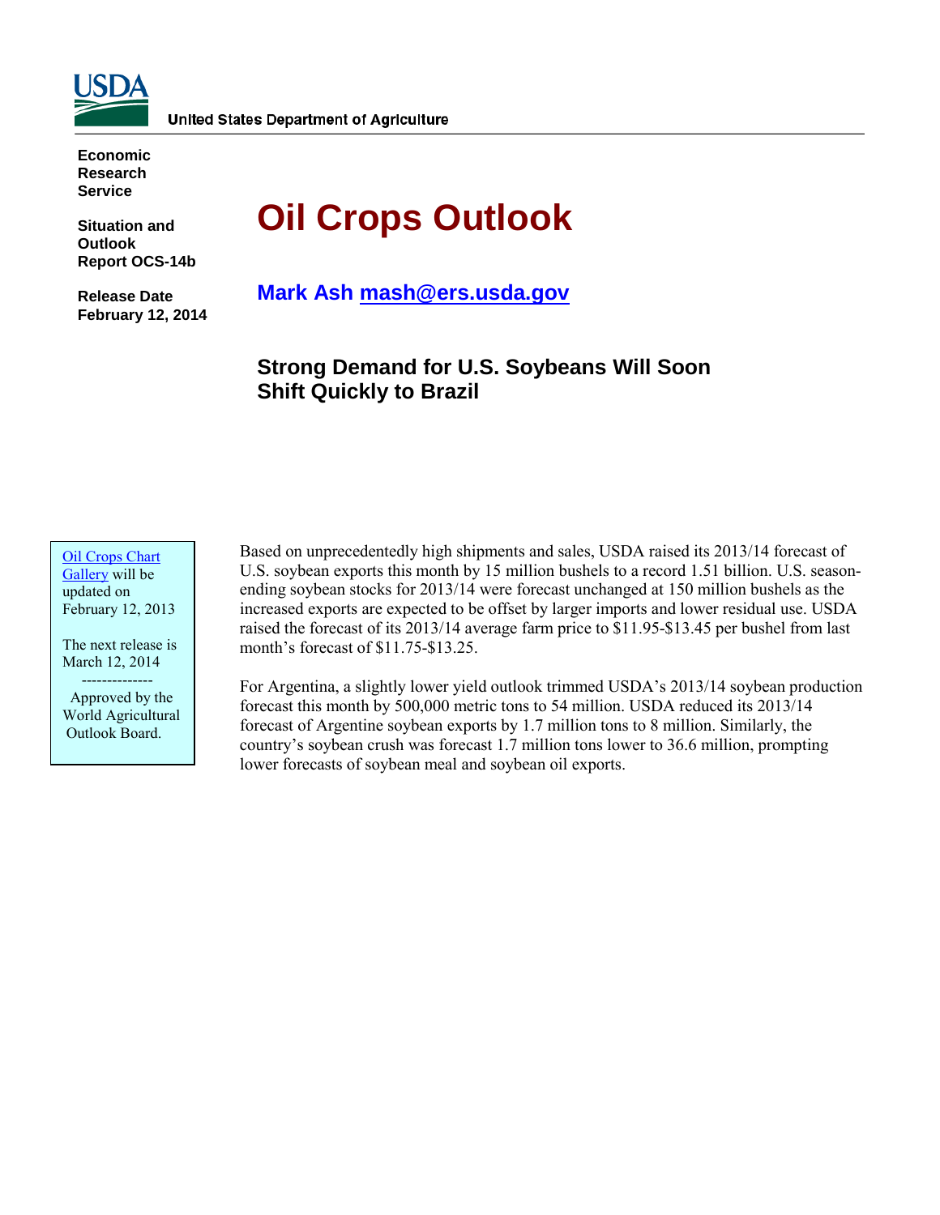United States Department of Agriculture

**Economic Research Service**

**Situation and Outlook Report OCS-14b**

**Release Date February 12, 2014**

# Oil Crops Outlook

**Mark Ash mash@ers.usda.gov**

## Strong Demand for U.S. Soybeans Will Soon Shift Quickly to Brazil

Oil Crops Chart Gallery will be updated on February 12, 2013

The next release is March 12, 2014

--------------

Approved by the World Agricultural Outlook Board.

Based on unprecedentedly high shipments and sales, USDA raised its 2013/14 forecast of U.S. soybean exports this month by 15 million bushels to a record 1.51 billion. U.S. season-ending soybean stocks for 2013/14 were forecast unchanged at 150 million bushels as the increased exports are expected to be offset by larger imports and lower residual use. USDA raised the forecast of its 2013/14 average farm price to $11.95-$13.45 per bushel from last month's forecast of $11.75-$13.25.

For Argentina, a slightly lower yield outlook trimmed USDA's 2013/14 soybean production forecast this month by 500,000 metric tons to 54 million. USDA reduced its 2013/14 forecast of Argentine soybean exports by 1.7 million tons to 8 million. Similarly, the country's soybean crush was forecast 1.7 million tons lower to 36.6 million, prompting lower forecasts of soybean meal and soybean oil exports.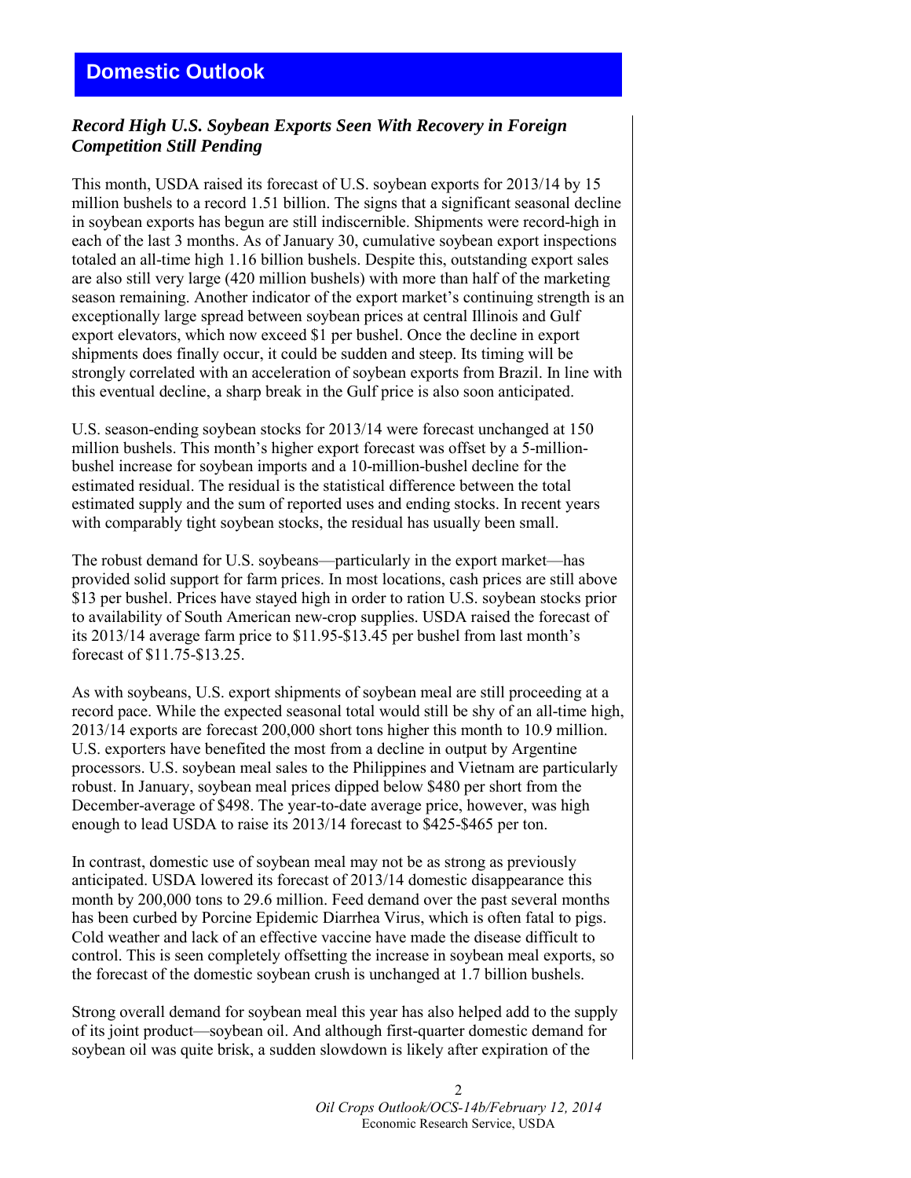## Domestic Outlook

### *Record High U.S. Soybean Exports Seen With Recovery in Foreign Competition Still Pending*

This month, USDA raised its forecast of U.S. soybean exports for 2013/14 by 15 million bushels to a record 1.51 billion. The signs that a significant seasonal decline in soybean exports has begun are still indiscernible. Shipments were record-high in each of the last 3 months. As of January 30, cumulative soybean export inspections totaled an all-time high 1.16 billion bushels. Despite this, outstanding export sales are also still very large (420 million bushels) with more than half of the marketing season remaining. Another indicator of the export market's continuing strength is an exceptionally large spread between soybean prices at central Illinois and Gulf export elevators, which now exceed $1 per bushel. Once the decline in export shipments does finally occur, it could be sudden and steep. Its timing will be strongly correlated with an acceleration of soybean exports from Brazil. In line with this eventual decline, a sharp break in the Gulf price is also soon anticipated.

U.S. season-ending soybean stocks for 2013/14 were forecast unchanged at 150 million bushels. This month's higher export forecast was offset by a 5-million-bushel increase for soybean imports and a 10-million-bushel decline for the estimated residual. The residual is the statistical difference between the total estimated supply and the sum of reported uses and ending stocks. In recent years with comparably tight soybean stocks, the residual has usually been small.

The robust demand for U.S. soybeans—particularly in the export market—has provided solid support for farm prices. In most locations, cash prices are still above $13 per bushel. Prices have stayed high in order to ration U.S. soybean stocks prior to availability of South American new-crop supplies. USDA raised the forecast of its 2013/14 average farm price to $11.95-$13.45 per bushel from last month's forecast of $11.75-$13.25.

As with soybeans, U.S. export shipments of soybean meal are still proceeding at a record pace. While the expected seasonal total would still be shy of an all-time high, 2013/14 exports are forecast 200,000 short tons higher this month to 10.9 million. U.S. exporters have benefited the most from a decline in output by Argentine processors. U.S. soybean meal sales to the Philippines and Vietnam are particularly robust. In January, soybean meal prices dipped below $480 per short from the December-average of $498. The year-to-date average price, however, was high enough to lead USDA to raise its 2013/14 forecast to $425-$465 per ton.

In contrast, domestic use of soybean meal may not be as strong as previously anticipated. USDA lowered its forecast of 2013/14 domestic disappearance this month by 200,000 tons to 29.6 million. Feed demand over the past several months has been curbed by Porcine Epidemic Diarrhea Virus, which is often fatal to pigs. Cold weather and lack of an effective vaccine have made the disease difficult to control. This is seen completely offsetting the increase in soybean meal exports, so the forecast of the domestic soybean crush is unchanged at 1.7 billion bushels.

Strong overall demand for soybean meal this year has also helped add to the supply of its joint product—soybean oil. And although first-quarter domestic demand for soybean oil was quite brisk, a sudden slowdown is likely after expiration of the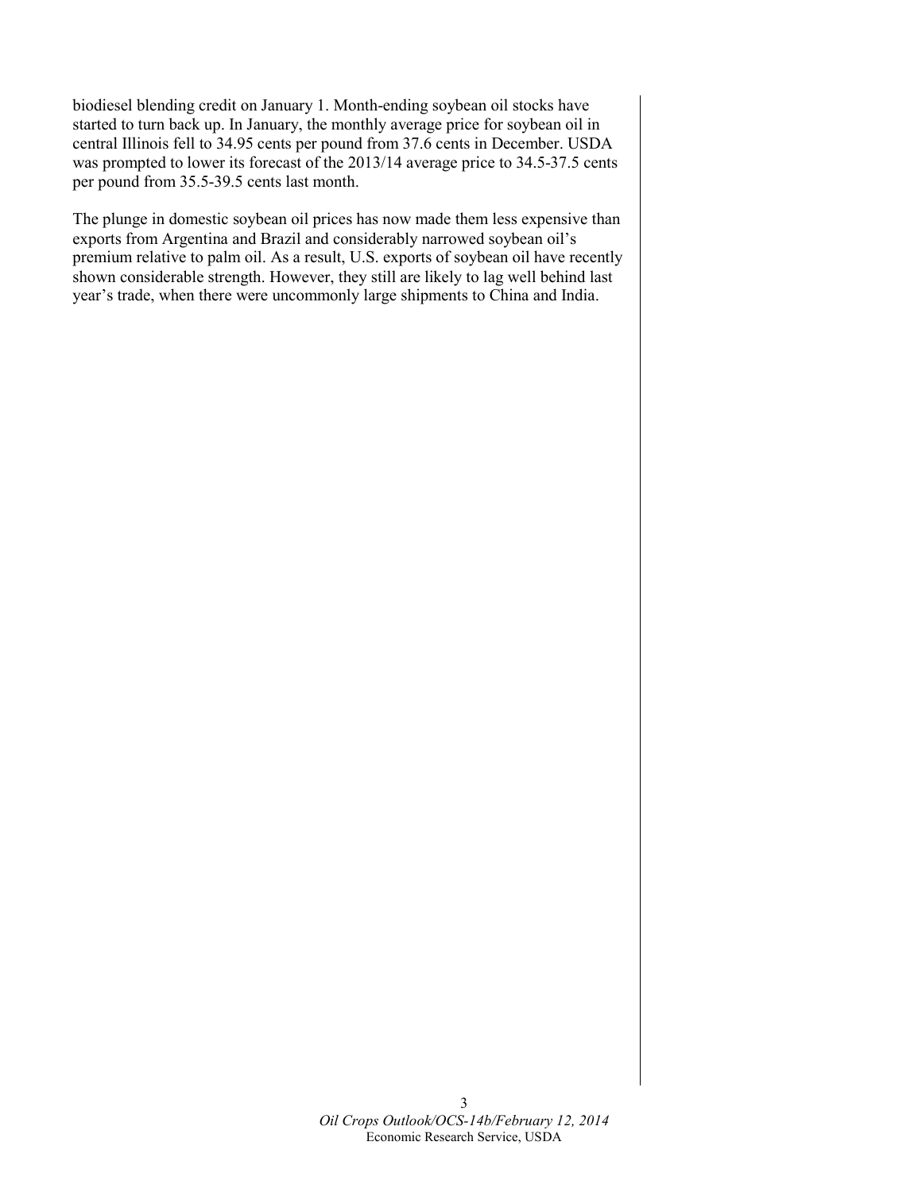biodiesel blending credit on January 1. Month-ending soybean oil stocks have started to turn back up. In January, the monthly average price for soybean oil in central Illinois fell to 34.95 cents per pound from 37.6 cents in December. USDA was prompted to lower its forecast of the 2013/14 average price to 34.5-37.5 cents per pound from 35.5-39.5 cents last month.

The plunge in domestic soybean oil prices has now made them less expensive than exports from Argentina and Brazil and considerably narrowed soybean oil's premium relative to palm oil. As a result, U.S. exports of soybean oil have recently shown considerable strength. However, they still are likely to lag well behind last year's trade, when there were uncommonly large shipments to China and India.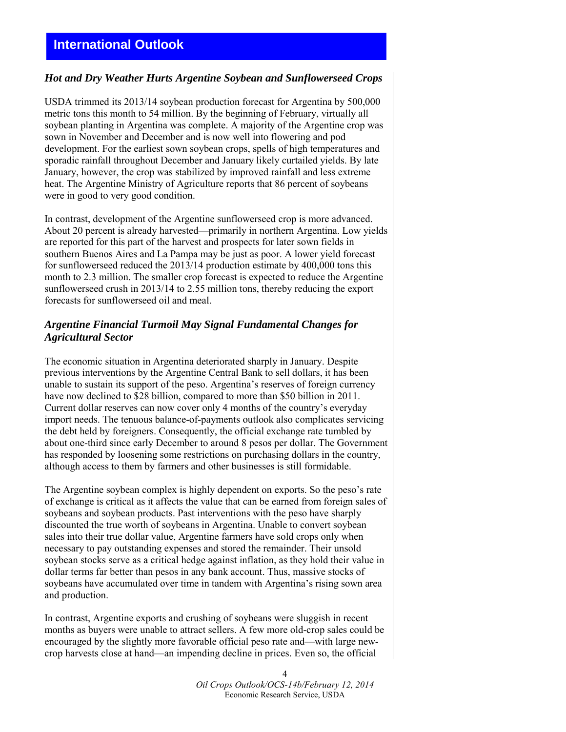# International Outlook

## *Hot and Dry Weather Hurts Argentine Soybean and Sunflowerseed Crops*

USDA trimmed its 2013/14 soybean production forecast for Argentina by 500,000 metric tons this month to 54 million. By the beginning of February, virtually all soybean planting in Argentina was complete. A majority of the Argentine crop was sown in November and December and is now well into flowering and pod development. For the earliest sown soybean crops, spells of high temperatures and sporadic rainfall throughout December and January likely curtailed yields. By late January, however, the crop was stabilized by improved rainfall and less extreme heat. The Argentine Ministry of Agriculture reports that 86 percent of soybeans were in good to very good condition.

In contrast, development of the Argentine sunflowerseed crop is more advanced. About 20 percent is already harvested—primarily in northern Argentina. Low yields are reported for this part of the harvest and prospects for later sown fields in southern Buenos Aires and La Pampa may be just as poor. A lower yield forecast for sunflowerseed reduced the 2013/14 production estimate by 400,000 tons this month to 2.3 million. The smaller crop forecast is expected to reduce the Argentine sunflowerseed crush in 2013/14 to 2.55 million tons, thereby reducing the export forecasts for sunflowerseed oil and meal.

## *Argentine Financial Turmoil May Signal Fundamental Changes for Agricultural Sector*

The economic situation in Argentina deteriorated sharply in January. Despite previous interventions by the Argentine Central Bank to sell dollars, it has been unable to sustain its support of the peso. Argentina's reserves of foreign currency have now declined to $28 billion, compared to more than $50 billion in 2011. Current dollar reserves can now cover only 4 months of the country's everyday import needs. The tenuous balance-of-payments outlook also complicates servicing the debt held by foreigners. Consequently, the official exchange rate tumbled by about one-third since early December to around 8 pesos per dollar. The Government has responded by loosening some restrictions on purchasing dollars in the country, although access to them by farmers and other businesses is still formidable.

The Argentine soybean complex is highly dependent on exports. So the peso's rate of exchange is critical as it affects the value that can be earned from foreign sales of soybeans and soybean products. Past interventions with the peso have sharply discounted the true worth of soybeans in Argentina. Unable to convert soybean sales into their true dollar value, Argentine farmers have sold crops only when necessary to pay outstanding expenses and stored the remainder. Their unsold soybean stocks serve as a critical hedge against inflation, as they hold their value in dollar terms far better than pesos in any bank account. Thus, massive stocks of soybeans have accumulated over time in tandem with Argentina's rising sown area and production.

In contrast, Argentine exports and crushing of soybeans were sluggish in recent months as buyers were unable to attract sellers. A few more old-crop sales could be encouraged by the slightly more favorable official peso rate and—with large new-crop harvests close at hand—an impending decline in prices. Even so, the official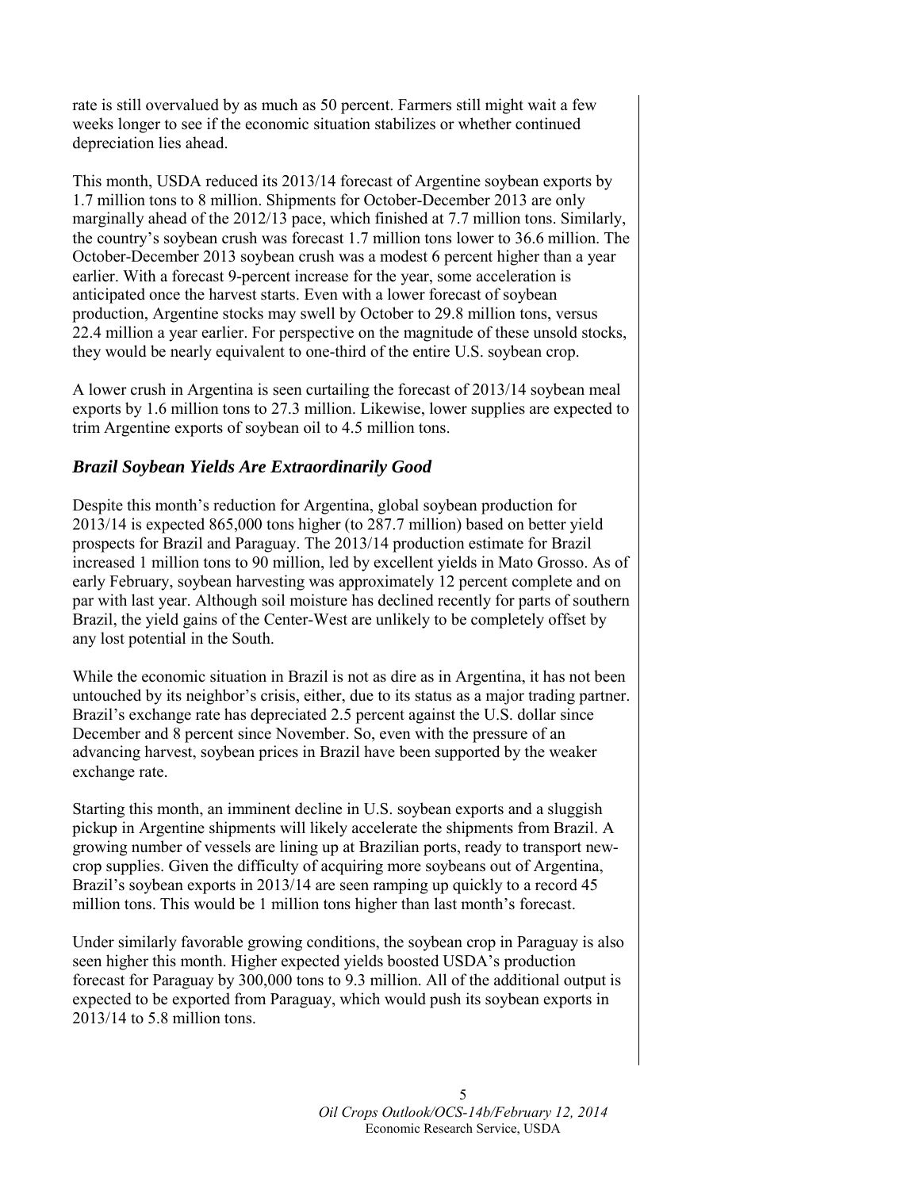rate is still overvalued by as much as 50 percent. Farmers still might wait a few weeks longer to see if the economic situation stabilizes or whether continued depreciation lies ahead.

This month, USDA reduced its 2013/14 forecast of Argentine soybean exports by 1.7 million tons to 8 million. Shipments for October-December 2013 are only marginally ahead of the 2012/13 pace, which finished at 7.7 million tons. Similarly, the country's soybean crush was forecast 1.7 million tons lower to 36.6 million. The October-December 2013 soybean crush was a modest 6 percent higher than a year earlier. With a forecast 9-percent increase for the year, some acceleration is anticipated once the harvest starts. Even with a lower forecast of soybean production, Argentine stocks may swell by October to 29.8 million tons, versus 22.4 million a year earlier. For perspective on the magnitude of these unsold stocks, they would be nearly equivalent to one-third of the entire U.S. soybean crop.

A lower crush in Argentina is seen curtailing the forecast of 2013/14 soybean meal exports by 1.6 million tons to 27.3 million. Likewise, lower supplies are expected to trim Argentine exports of soybean oil to 4.5 million tons.

## *Brazil Soybean Yields Are Extraordinarily Good*

Despite this month's reduction for Argentina, global soybean production for 2013/14 is expected 865,000 tons higher (to 287.7 million) based on better yield prospects for Brazil and Paraguay. The 2013/14 production estimate for Brazil increased 1 million tons to 90 million, led by excellent yields in Mato Grosso. As of early February, soybean harvesting was approximately 12 percent complete and on par with last year. Although soil moisture has declined recently for parts of southern Brazil, the yield gains of the Center-West are unlikely to be completely offset by any lost potential in the South.

While the economic situation in Brazil is not as dire as in Argentina, it has not been untouched by its neighbor's crisis, either, due to its status as a major trading partner. Brazil's exchange rate has depreciated 2.5 percent against the U.S. dollar since December and 8 percent since November. So, even with the pressure of an advancing harvest, soybean prices in Brazil have been supported by the weaker exchange rate.

Starting this month, an imminent decline in U.S. soybean exports and a sluggish pickup in Argentine shipments will likely accelerate the shipments from Brazil. A growing number of vessels are lining up at Brazilian ports, ready to transport new-crop supplies. Given the difficulty of acquiring more soybeans out of Argentina, Brazil's soybean exports in 2013/14 are seen ramping up quickly to a record 45 million tons. This would be 1 million tons higher than last month's forecast.

Under similarly favorable growing conditions, the soybean crop in Paraguay is also seen higher this month. Higher expected yields boosted USDA's production forecast for Paraguay by 300,000 tons to 9.3 million. All of the additional output is expected to be exported from Paraguay, which would push its soybean exports in 2013/14 to 5.8 million tons.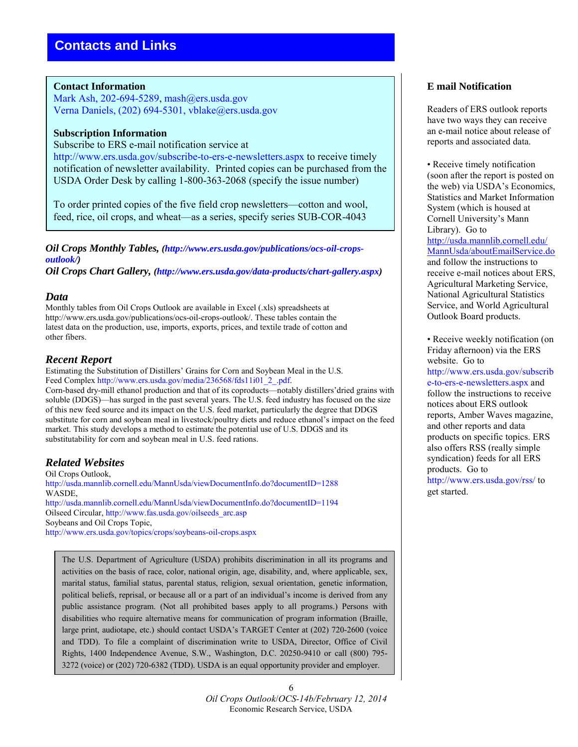# Contacts and Links

**Contact Information**
Mark Ash, 202-694-5289, mash@ers.usda.gov
Verna Daniels, (202) 694-5301, vblake@ers.usda.gov

**Subscription Information**
Subscribe to ERS e-mail notification service at http://www.ers.usda.gov/subscribe-to-ers-e-newsletters.aspx to receive timely notification of newsletter availability. Printed copies can be purchased from the USDA Order Desk by calling 1-800-363-2068 (specify the issue number)

To order printed copies of the five field crop newsletters—cotton and wool, feed, rice, oil crops, and wheat—as a series, specify series SUB-COR-4043

***Oil Crops Monthly Tables,*** ***(http://www.ers.usda.gov/publications/ocs-oil-crops-outlook/)***
***Oil Crops Chart Gallery,*** ***(http://www.ers.usda.gov/data-products/chart-gallery.aspx)***

## *Data*

Monthly tables from Oil Crops Outlook are available in Excel (.xls) spreadsheets at http://www.ers.usda.gov/publications/ocs-oil-crops-outlook/. These tables contain the latest data on the production, use, imports, exports, prices, and textile trade of cotton and other fibers.

## *Recent Report*

Estimating the Substitution of Distillers' Grains for Corn and Soybean Meal in the U.S. Feed Complex http://www.ers.usda.gov/media/236568/fds11i01_2_.pdf.
Corn-based dry-mill ethanol production and that of its coproducts—notably distillers'dried grains with soluble (DDGS)—has surged in the past several years. The U.S. feed industry has focused on the size of this new feed source and its impact on the U.S. feed market, particularly the degree that DDGS substitute for corn and soybean meal in livestock/poultry diets and reduce ethanol's impact on the feed market. This study develops a method to estimate the potential use of U.S. DDGS and its substitutability for corn and soybean meal in U.S. feed rations.

## *Related Websites*

Oil Crops Outlook,
http://usda.mannlib.cornell.edu/MannUsda/viewDocumentInfo.do?documentID=1288
WASDE,
http://usda.mannlib.cornell.edu/MannUsda/viewDocumentInfo.do?documentID=1194
Oilseed Circular, http://www.fas.usda.gov/oilseeds_arc.asp
Soybeans and Oil Crops Topic,
http://www.ers.usda.gov/topics/crops/soybeans-oil-crops.aspx

The U.S. Department of Agriculture (USDA) prohibits discrimination in all its programs and activities on the basis of race, color, national origin, age, disability, and, where applicable, sex, marital status, familial status, parental status, religion, sexual orientation, genetic information, political beliefs, reprisal, or because all or a part of an individual's income is derived from any public assistance program. (Not all prohibited bases apply to all programs.) Persons with disabilities who require alternative means for communication of program information (Braille, large print, audiotape, etc.) should contact USDA's TARGET Center at (202) 720-2600 (voice and TDD). To file a complaint of discrimination write to USDA, Director, Office of Civil Rights, 1400 Independence Avenue, S.W., Washington, D.C. 20250-9410 or call (800) 795-3272 (voice) or (202) 720-6382 (TDD). USDA is an equal opportunity provider and employer.

**E mail Notification**

Readers of ERS outlook reports have two ways they can receive an e-mail notice about release of reports and associated data.

- Receive timely notification (soon after the report is posted on the web) via USDA's Economics, Statistics and Market Information System (which is housed at Cornell University's Mann Library). Go to http://usda.mannlib.cornell.edu/MannUsda/aboutEmailService.do and follow the instructions to receive e-mail notices about ERS, Agricultural Marketing Service, National Agricultural Statistics Service, and World Agricultural Outlook Board products.

- Receive weekly notification (on Friday afternoon) via the ERS website. Go to http://www.ers.usda.gov/subscribe-to-ers-e-newsletters.aspx and follow the instructions to receive notices about ERS outlook reports, Amber Waves magazine, and other reports and data products on specific topics. ERS also offers RSS (really simple syndication) feeds for all ERS products. Go to http://www.ers.usda.gov/rss/ to get started.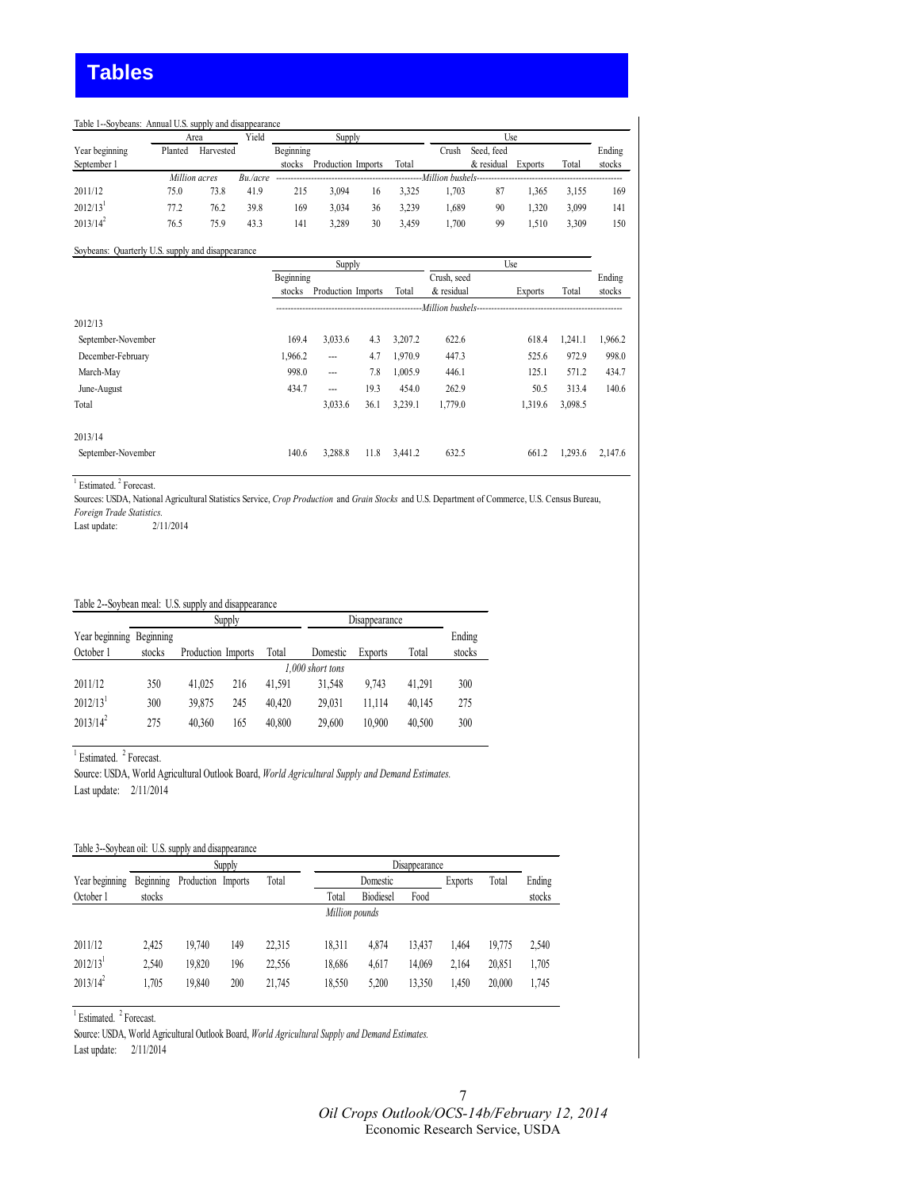# Tables

Table 1--Soybeans: Annual U.S. supply and disappearance

| Year beginning September 1 | Area | | Yield | Supply | | | | Use | | | | Ending stocks |
|---|---|---|---|---|---|---|---|---|---|---|---|---|
| | Planted | Harvested | | Beginning stocks | Production | Imports | Total | Crush | Seed, feed & residual | Exports | Total | |
| | *Million acres* | | *Bu./acre* | *Million bushels* | | | | | | | | |
| 2011/12 | 75.0 | 73.8 | 41.9 | 215 | 3,094 | 16 | 3,325 | 1,703 | 87 | 1,365 | 3,155 | 169 |
| 2012/13[1] | 77.2 | 76.2 | 39.8 | 169 | 3,034 | 36 | 3,239 | 1,689 | 90 | 1,320 | 3,099 | 141 |
| 2013/14[2] | 76.5 | 75.9 | 43.3 | 141 | 3,289 | 30 | 3,459 | 1,700 | 99 | 1,510 | 3,309 | 150 |

Soybeans: Quarterly U.S. supply and disappearance

| | Supply | | | | Use | | | Ending stocks |
|---|---|---|---|---|---|---|---|---|
| | Beginning stocks | Production | Imports | Total | Crush, seed & residual | Exports | Total | |
| | *Million bushels* | | | | | | | |
| 2012/13 | | | | | | | | |
| September-November | 169.4 | 3,033.6 | 4.3 | 3,207.2 | 622.6 | 618.4 | 1,241.1 | 1,966.2 |
| December-February | 1,966.2 | --- | 4.7 | 1,970.9 | 447.3 | 525.6 | 972.9 | 998.0 |
| March-May | 998.0 | --- | 7.8 | 1,005.9 | 446.1 | 125.1 | 571.2 | 434.7 |
| June-August | 434.7 | --- | 19.3 | 454.0 | 262.9 | 50.5 | 313.4 | 140.6 |
| Total | | 3,033.6 | 36.1 | 3,239.1 | 1,779.0 | 1,319.6 | 3,098.5 | |
| 2013/14 | | | | | | | | |
| September-November | 140.6 | 3,288.8 | 11.8 | 3,441.2 | 632.5 | 661.2 | 1,293.6 | 2,147.6 |

[1] Estimated. [2] Forecast.

Sources: USDA, National Agricultural Statistics Service, *Crop Production* and *Grain Stocks* and U.S. Department of Commerce, U.S. Census Bureau, *Foreign Trade Statistics.*

Last update: 2/11/2014

Table 2--Soybean meal: U.S. supply and disappearance

| Year beginning October 1 | Supply | | | | Disappearance | | | Ending stocks |
|---|---|---|---|---|---|---|---|---|
| | Beginning stocks | Production | Imports | Total | Domestic | Exports | Total | |
| | *1,000 short tons* | | | | | | | |
| 2011/12 | 350 | 41,025 | 216 | 41,591 | 31,548 | 9,743 | 41,291 | 300 |
| 2012/13[1] | 300 | 39,875 | 245 | 40,420 | 29,031 | 11,114 | 40,145 | 275 |
| 2013/14[2] | 275 | 40,360 | 165 | 40,800 | 29,600 | 10,900 | 40,500 | 300 |

[1] Estimated. [2] Forecast.

Source: USDA, World Agricultural Outlook Board, *World Agricultural Supply and Demand Estimates.*

Last update: 2/11/2014

Table 3--Soybean oil: U.S. supply and disappearance

| Year beginning October 1 | Supply | | | | Disappearance | | | | | Ending stocks |
|---|---|---|---|---|---|---|---|---|---|---|
| | Beginning stocks | Production | Imports | Total | Domestic | | | Exports | Total | |
| | | | | | Total | Biodiesel | Food | | | |
| | *Million pounds* | | | | | | | | | |
| 2011/12 | 2,425 | 19,740 | 149 | 22,315 | 18,311 | 4,874 | 13,437 | 1,464 | 19,775 | 2,540 |
| 2012/13[1] | 2,540 | 19,820 | 196 | 22,556 | 18,686 | 4,617 | 14,069 | 2,164 | 20,851 | 1,705 |
| 2013/14[2] | 1,705 | 19,840 | 200 | 21,745 | 18,550 | 5,200 | 13,350 | 1,450 | 20,000 | 1,745 |

[1] Estimated. [2] Forecast.

Source: USDA, World Agricultural Outlook Board, *World Agricultural Supply and Demand Estimates.*

Last update: 2/11/2014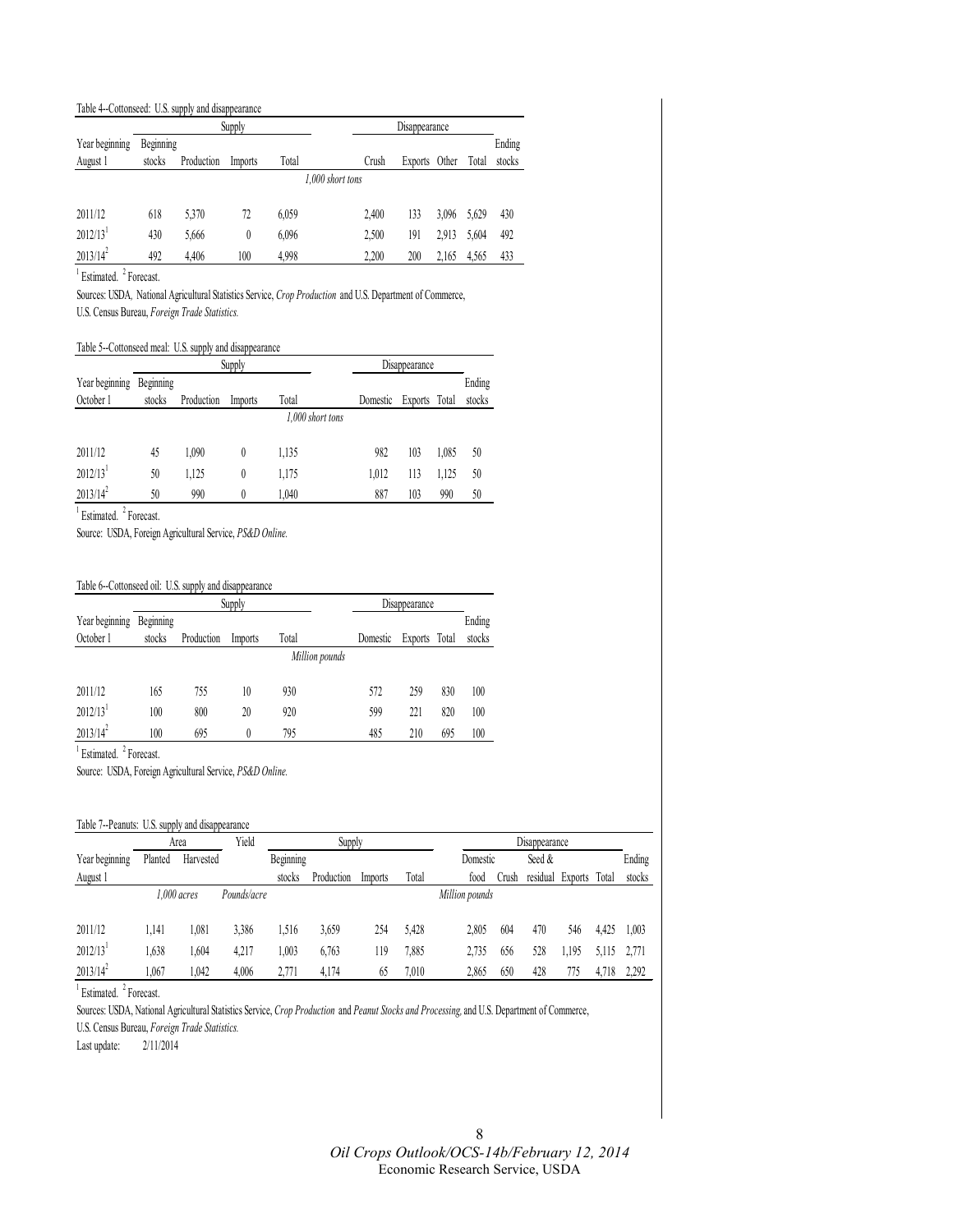Table 4--Cottonseed: U.S. supply and disappearance

| Year beginning August 1 | Supply | | | | Disappearance | | | | Ending stocks |
|---|---|---|---|---|---|---|---|---|---|
| | Beginning stocks | Production | Imports | Total | Crush | Exports | Other | Total | |
| | *1,000 short tons* | | | | | | | | |
| 2011/12 | 618 | 5,370 | 72 | 6,059 | 2,400 | 133 | 3,096 | 5,629 | 430 |
| 2012/13[1] | 430 | 5,666 | 0 | 6,096 | 2,500 | 191 | 2,913 | 5,604 | 492 |
| 2013/14[2] | 492 | 4,406 | 100 | 4,998 | 2,200 | 200 | 2,165 | 4,565 | 433 |

[1] Estimated. [2] Forecast.

Sources: USDA, National Agricultural Statistics Service, *Crop Production* and U.S. Department of Commerce, U.S. Census Bureau, *Foreign Trade Statistics.*

Table 5--Cottonseed meal: U.S. supply and disappearance

| Year beginning October 1 | Supply | | | | Disappearance | | | Ending stocks |
|---|---|---|---|---|---|---|---|---|
| | Beginning stocks | Production | Imports | Total | Domestic | Exports | Total | |
| | *1,000 short tons* | | | | | | | |
| 2011/12 | 45 | 1,090 | 0 | 1,135 | 982 | 103 | 1,085 | 50 |
| 2012/13[1] | 50 | 1,125 | 0 | 1,175 | 1,012 | 113 | 1,125 | 50 |
| 2013/14[2] | 50 | 990 | 0 | 1,040 | 887 | 103 | 990 | 50 |

[1] Estimated. [2] Forecast.

Source: USDA, Foreign Agricultural Service, *PS&D Online.*

Table 6--Cottonseed oil: U.S. supply and disappearance

| Year beginning October 1 | Supply | | | | Disappearance | | | Ending stocks |
|---|---|---|---|---|---|---|---|---|
| | Beginning stocks | Production | Imports | Total | Domestic | Exports | Total | |
| | *Million pounds* | | | | | | | |
| 2011/12 | 165 | 755 | 10 | 930 | 572 | 259 | 830 | 100 |
| 2012/13[1] | 100 | 800 | 20 | 920 | 599 | 221 | 820 | 100 |
| 2013/14[2] | 100 | 695 | 0 | 795 | 485 | 210 | 695 | 100 |

[1] Estimated. [2] Forecast.

Source: USDA, Foreign Agricultural Service, *PS&D Online.*

Table 7--Peanuts: U.S. supply and disappearance

| Year beginning August 1 | Area | | Yield | Supply | | | | Disappearance | | | | | Ending stocks |
|---|---|---|---|---|---|---|---|---|---|---|---|---|---|
| | Planted | Harvested | | Beginning stocks | Production | Imports | Total | Domestic food | Crush | Seed & residual | Exports | Total | |
| | *1,000 acres* | | *Pounds/acre* | | | | | *Million pounds* | | | | | |
| 2011/12 | 1,141 | 1,081 | 3,386 | 1,516 | 3,659 | 254 | 5,428 | 2,805 | 604 | 470 | 546 | 4,425 | 1,003 |
| 2012/13[1] | 1,638 | 1,604 | 4,217 | 1,003 | 6,763 | 119 | 7,885 | 2,735 | 656 | 528 | 1,195 | 5,115 | 2,771 |
| 2013/14[2] | 1,067 | 1,042 | 4,006 | 2,771 | 4,174 | 65 | 7,010 | 2,865 | 650 | 428 | 775 | 4,718 | 2,292 |

[1] Estimated. [2] Forecast.

Sources: USDA, National Agricultural Statistics Service, *Crop Production* and *Peanut Stocks and Processing*, and U.S. Department of Commerce, U.S. Census Bureau, *Foreign Trade Statistics.*

Last update: 2/11/2014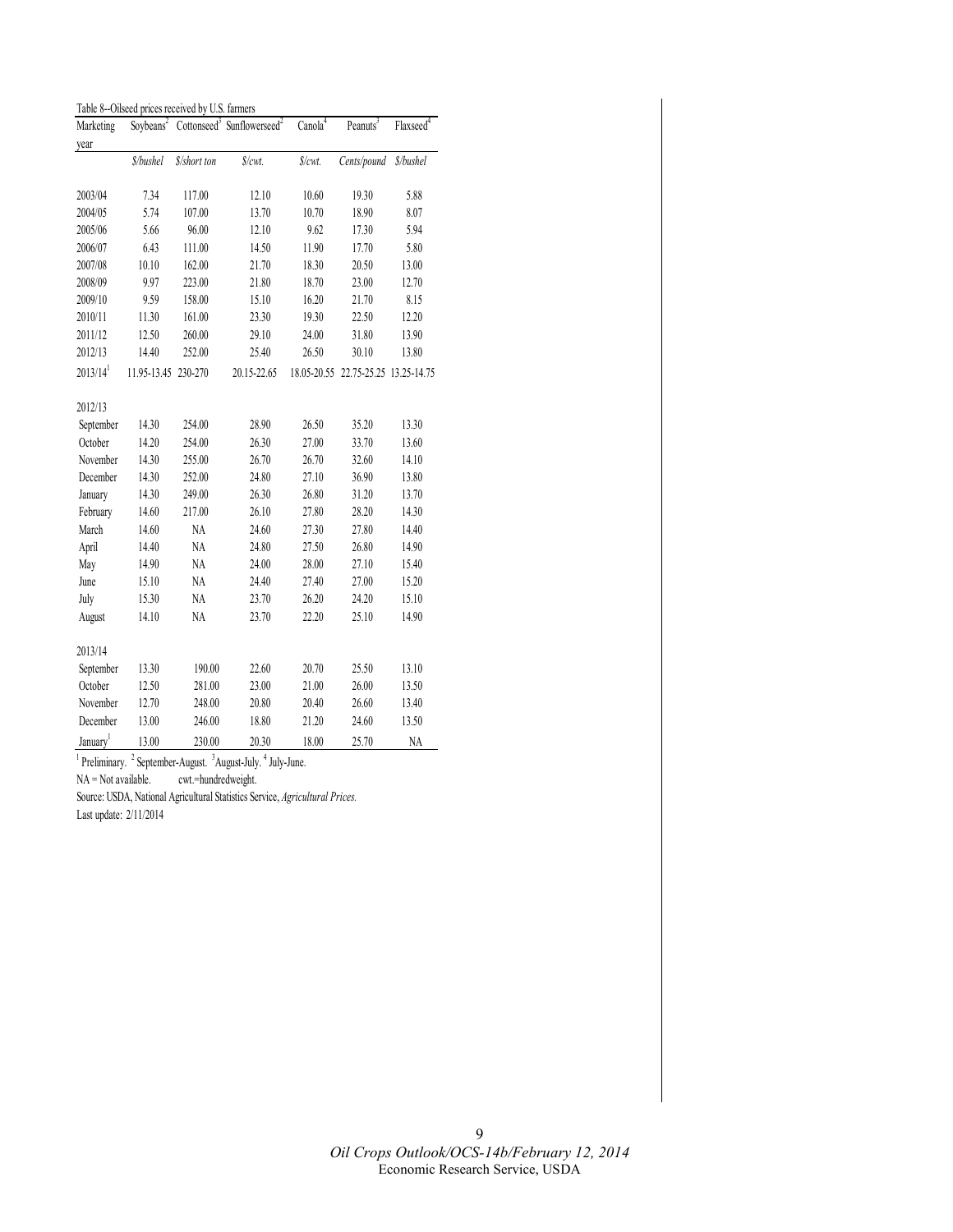Table 8--Oilseed prices received by U.S. farmers

| Marketing year | Soybeans[2] | Cottonseed[3] | Sunflowerseed[2] | Canola[4] | Peanuts[3] | Flaxseed[4] |
|---|---|---|---|---|---|---|
| | *$/bushel* | *$/short ton* | *$/cwt.* | *$/cwt.* | *Cents/pound* | *$/bushel* |
| 2003/04 | 7.34 | 117.00 | 12.10 | 10.60 | 19.30 | 5.88 |
| 2004/05 | 5.74 | 107.00 | 13.70 | 10.70 | 18.90 | 8.07 |
| 2005/06 | 5.66 | 96.00 | 12.10 | 9.62 | 17.30 | 5.94 |
| 2006/07 | 6.43 | 111.00 | 14.50 | 11.90 | 17.70 | 5.80 |
| 2007/08 | 10.10 | 162.00 | 21.70 | 18.30 | 20.50 | 13.00 |
| 2008/09 | 9.97 | 223.00 | 21.80 | 18.70 | 23.00 | 12.70 |
| 2009/10 | 9.59 | 158.00 | 15.10 | 16.20 | 21.70 | 8.15 |
| 2010/11 | 11.30 | 161.00 | 23.30 | 19.30 | 22.50 | 12.20 |
| 2011/12 | 12.50 | 260.00 | 29.10 | 24.00 | 31.80 | 13.90 |
| 2012/13 | 14.40 | 252.00 | 25.40 | 26.50 | 30.10 | 13.80 |
| 2013/14[1] | 11.95-13.45 | 230-270 | 20.15-22.65 | 18.05-20.55 | 22.75-25.25 | 13.25-14.75 |
| **2012/13** | | | | | | |
| September | 14.30 | 254.00 | 28.90 | 26.50 | 35.20 | 13.30 |
| October | 14.20 | 254.00 | 26.30 | 27.00 | 33.70 | 13.60 |
| November | 14.30 | 255.00 | 26.70 | 26.70 | 32.60 | 14.10 |
| December | 14.30 | 252.00 | 24.80 | 27.10 | 36.90 | 13.80 |
| January | 14.30 | 249.00 | 26.30 | 26.80 | 31.20 | 13.70 |
| February | 14.60 | 217.00 | 26.10 | 27.80 | 28.20 | 14.30 |
| March | 14.60 | NA | 24.60 | 27.30 | 27.80 | 14.40 |
| April | 14.40 | NA | 24.80 | 27.50 | 26.80 | 14.90 |
| May | 14.90 | NA | 24.00 | 28.00 | 27.10 | 15.40 |
| June | 15.10 | NA | 24.40 | 27.40 | 27.00 | 15.20 |
| July | 15.30 | NA | 23.70 | 26.20 | 24.20 | 15.10 |
| August | 14.10 | NA | 23.70 | 22.20 | 25.10 | 14.90 |
| **2013/14** | | | | | | |
| September | 13.30 | 190.00 | 22.60 | 20.70 | 25.50 | 13.10 |
| October | 12.50 | 281.00 | 23.00 | 21.00 | 26.00 | 13.50 |
| November | 12.70 | 248.00 | 20.80 | 20.40 | 26.60 | 13.40 |
| December | 13.00 | 246.00 | 18.80 | 21.20 | 24.60 | 13.50 |
| January[1] | 13.00 | 230.00 | 20.30 | 18.00 | 25.70 | NA |

[1] Preliminary. [2] September-August. [3] August-July. [4] July-June.

NA = Not available. cwt.=hundredweight.

Source: USDA, National Agricultural Statistics Service, *Agricultural Prices.*

Last update: 2/11/2014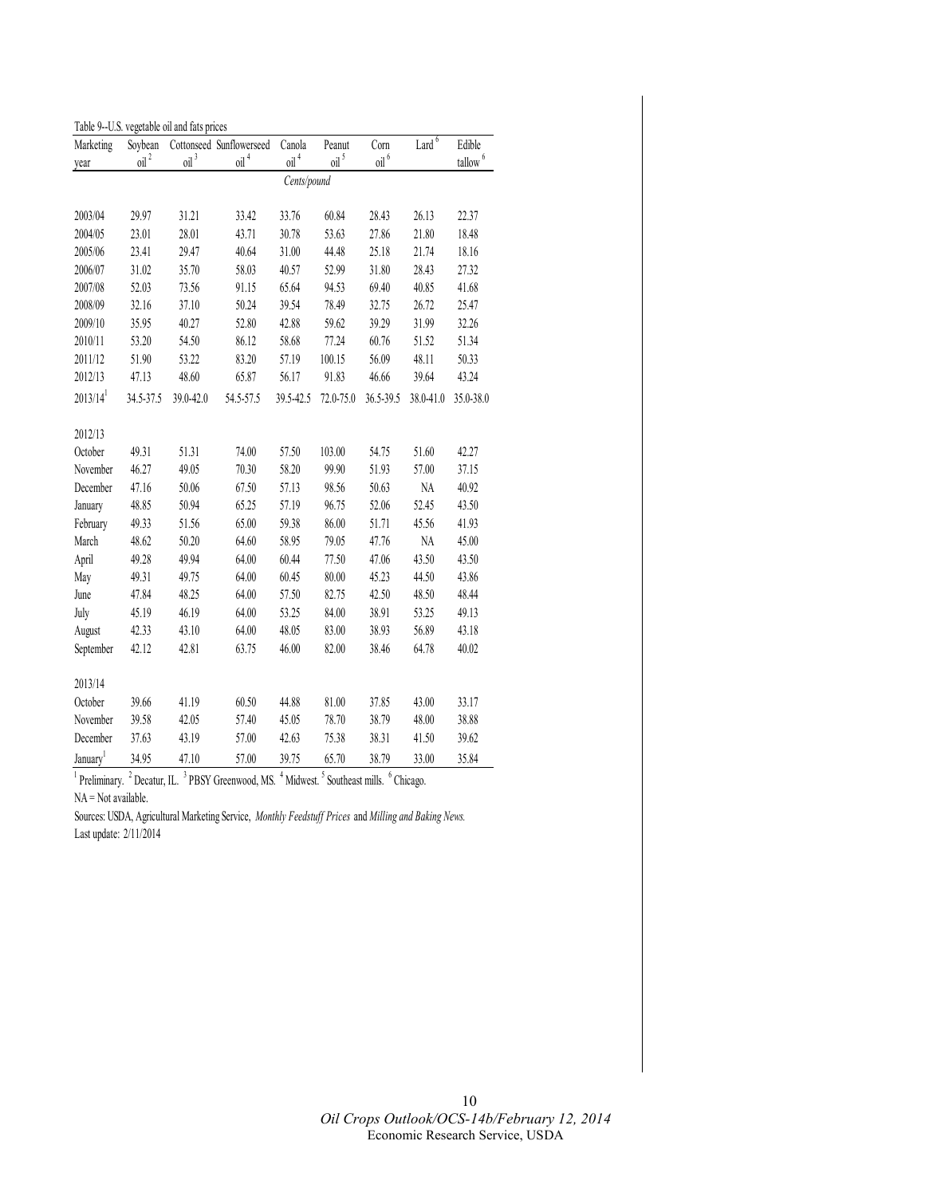Table 9--U.S. vegetable oil and fats prices

| Marketing year | Soybean oil [2] | Cottonseed oil [3] | Sunflowerseed oil [4] | Canola oil [4] | Peanut oil [5] | Corn oil [6] | Lard [6] | Edible tallow [6] |
|---|---|---|---|---|---|---|---|---|
| | | | | *Cents/pound* | | | | |
| 2003/04 | 29.97 | 31.21 | 33.42 | 33.76 | 60.84 | 28.43 | 26.13 | 22.37 |
| 2004/05 | 23.01 | 28.01 | 43.71 | 30.78 | 53.63 | 27.86 | 21.80 | 18.48 |
| 2005/06 | 23.41 | 29.47 | 40.64 | 31.00 | 44.48 | 25.18 | 21.74 | 18.16 |
| 2006/07 | 31.02 | 35.70 | 58.03 | 40.57 | 52.99 | 31.80 | 28.43 | 27.32 |
| 2007/08 | 52.03 | 73.56 | 91.15 | 65.64 | 94.53 | 69.40 | 40.85 | 41.68 |
| 2008/09 | 32.16 | 37.10 | 50.24 | 39.54 | 78.49 | 32.75 | 26.72 | 25.47 |
| 2009/10 | 35.95 | 40.27 | 52.80 | 42.88 | 59.62 | 39.29 | 31.99 | 32.26 |
| 2010/11 | 53.20 | 54.50 | 86.12 | 58.68 | 77.24 | 60.76 | 51.52 | 51.34 |
| 2011/12 | 51.90 | 53.22 | 83.20 | 57.19 | 100.15 | 56.09 | 48.11 | 50.33 |
| 2012/13 | 47.13 | 48.60 | 65.87 | 56.17 | 91.83 | 46.66 | 39.64 | 43.24 |
| 2013/14 [1] | 34.5-37.5 | 39.0-42.0 | 54.5-57.5 | 39.5-42.5 | 72.0-75.0 | 36.5-39.5 | 38.0-41.0 | 35.0-38.0 |
| | | | | | | | | |
| 2012/13 | | | | | | | | |
| October | 49.31 | 51.31 | 74.00 | 57.50 | 103.00 | 54.75 | 51.60 | 42.27 |
| November | 46.27 | 49.05 | 70.30 | 58.20 | 99.90 | 51.93 | 57.00 | 37.15 |
| December | 47.16 | 50.06 | 67.50 | 57.13 | 98.56 | 50.63 | NA | 40.92 |
| January | 48.85 | 50.94 | 65.25 | 57.19 | 96.75 | 52.06 | 52.45 | 43.50 |
| February | 49.33 | 51.56 | 65.00 | 59.38 | 86.00 | 51.71 | 45.56 | 41.93 |
| March | 48.62 | 50.20 | 64.60 | 58.95 | 79.05 | 47.76 | NA | 45.00 |
| April | 49.28 | 49.94 | 64.00 | 60.44 | 77.50 | 47.06 | 43.50 | 43.50 |
| May | 49.31 | 49.75 | 64.00 | 60.45 | 80.00 | 45.23 | 44.50 | 43.86 |
| June | 47.84 | 48.25 | 64.00 | 57.50 | 82.75 | 42.50 | 48.50 | 48.44 |
| July | 45.19 | 46.19 | 64.00 | 53.25 | 84.00 | 38.91 | 53.25 | 49.13 |
| August | 42.33 | 43.10 | 64.00 | 48.05 | 83.00 | 38.93 | 56.89 | 43.18 |
| September | 42.12 | 42.81 | 63.75 | 46.00 | 82.00 | 38.46 | 64.78 | 40.02 |
| | | | | | | | | |
| 2013/14 | | | | | | | | |
| October | 39.66 | 41.19 | 60.50 | 44.88 | 81.00 | 37.85 | 43.00 | 33.17 |
| November | 39.58 | 42.05 | 57.40 | 45.05 | 78.70 | 38.79 | 48.00 | 38.88 |
| December | 37.63 | 43.19 | 57.00 | 42.63 | 75.38 | 38.31 | 41.50 | 39.62 |
| January [1] | 34.95 | 47.10 | 57.00 | 39.75 | 65.70 | 38.79 | 33.00 | 35.84 |

[1] Preliminary. [2] Decatur, IL. [3] PBSY Greenwood, MS. [4] Midwest. [5] Southeast mills. [6] Chicago.

NA = Not available.

Sources: USDA, Agricultural Marketing Service, *Monthly Feedstuff Prices* and *Milling and Baking News.*

Last update: 2/11/2014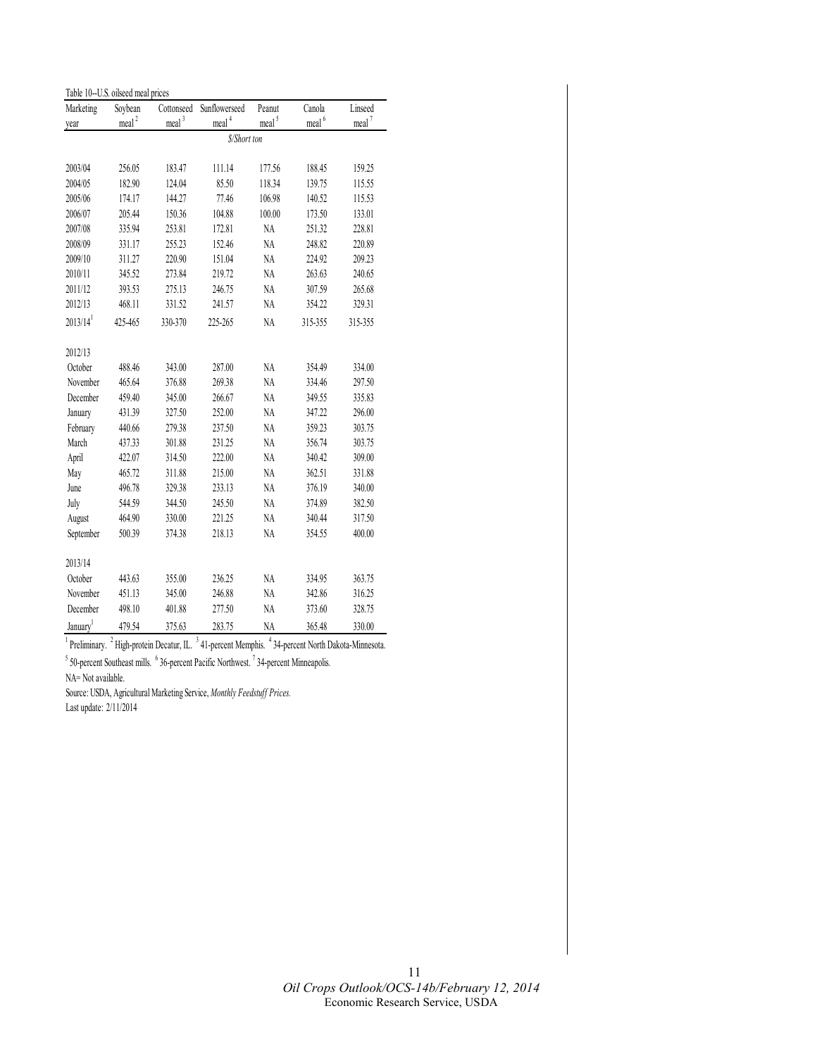Table 10--U.S. oilseed meal prices

| Marketing year | Soybean meal [2] | Cottonseed meal [3] | Sunflowerseed meal [4] | Peanut meal [5] | Canola meal [6] | Linseed meal [7] |
|---|---|---|---|---|---|---|
| | *$/Short ton* | | | | | |
| 2003/04 | 256.05 | 183.47 | 111.14 | 177.56 | 188.45 | 159.25 |
| 2004/05 | 182.90 | 124.04 | 85.50 | 118.34 | 139.75 | 115.55 |
| 2005/06 | 174.17 | 144.27 | 77.46 | 106.98 | 140.52 | 115.53 |
| 2006/07 | 205.44 | 150.36 | 104.88 | 100.00 | 173.50 | 133.01 |
| 2007/08 | 335.94 | 253.81 | 172.81 | NA | 251.32 | 228.81 |
| 2008/09 | 331.17 | 255.23 | 152.46 | NA | 248.82 | 220.89 |
| 2009/10 | 311.27 | 220.90 | 151.04 | NA | 224.92 | 209.23 |
| 2010/11 | 345.52 | 273.84 | 219.72 | NA | 263.63 | 240.65 |
| 2011/12 | 393.53 | 275.13 | 246.75 | NA | 307.59 | 265.68 |
| 2012/13 | 468.11 | 331.52 | 241.57 | NA | 354.22 | 329.31 |
| 2013/14[1] | 425-465 | 330-370 | 225-265 | NA | 315-355 | 315-355 |
| | | | | | | |
| 2012/13 | | | | | | |
| October | 488.46 | 343.00 | 287.00 | NA | 354.49 | 334.00 |
| November | 465.64 | 376.88 | 269.38 | NA | 334.46 | 297.50 |
| December | 459.40 | 345.00 | 266.67 | NA | 349.55 | 335.83 |
| January | 431.39 | 327.50 | 252.00 | NA | 347.22 | 296.00 |
| February | 440.66 | 279.38 | 237.50 | NA | 359.23 | 303.75 |
| March | 437.33 | 301.88 | 231.25 | NA | 356.74 | 303.75 |
| April | 422.07 | 314.50 | 222.00 | NA | 340.42 | 309.00 |
| May | 465.72 | 311.88 | 215.00 | NA | 362.51 | 331.88 |
| June | 496.78 | 329.38 | 233.13 | NA | 376.19 | 340.00 |
| July | 544.59 | 344.50 | 245.50 | NA | 374.89 | 382.50 |
| August | 464.90 | 330.00 | 221.25 | NA | 340.44 | 317.50 |
| September | 500.39 | 374.38 | 218.13 | NA | 354.55 | 400.00 |
| | | | | | | |
| 2013/14 | | | | | | |
| October | 443.63 | 355.00 | 236.25 | NA | 334.95 | 363.75 |
| November | 451.13 | 345.00 | 246.88 | NA | 342.86 | 316.25 |
| December | 498.10 | 401.88 | 277.50 | NA | 373.60 | 328.75 |
| January[1] | 479.54 | 375.63 | 283.75 | NA | 365.48 | 330.00 |

[1] Preliminary. [2] High-protein Decatur, IL. [3] 41-percent Memphis. [4] 34-percent North Dakota-Minnesota.
[5] 50-percent Southeast mills. [6] 36-percent Pacific Northwest. [7] 34-percent Minneapolis.

NA= Not available.

Source: USDA, Agricultural Marketing Service, *Monthly Feedstuff Prices.*

Last update: 2/11/2014